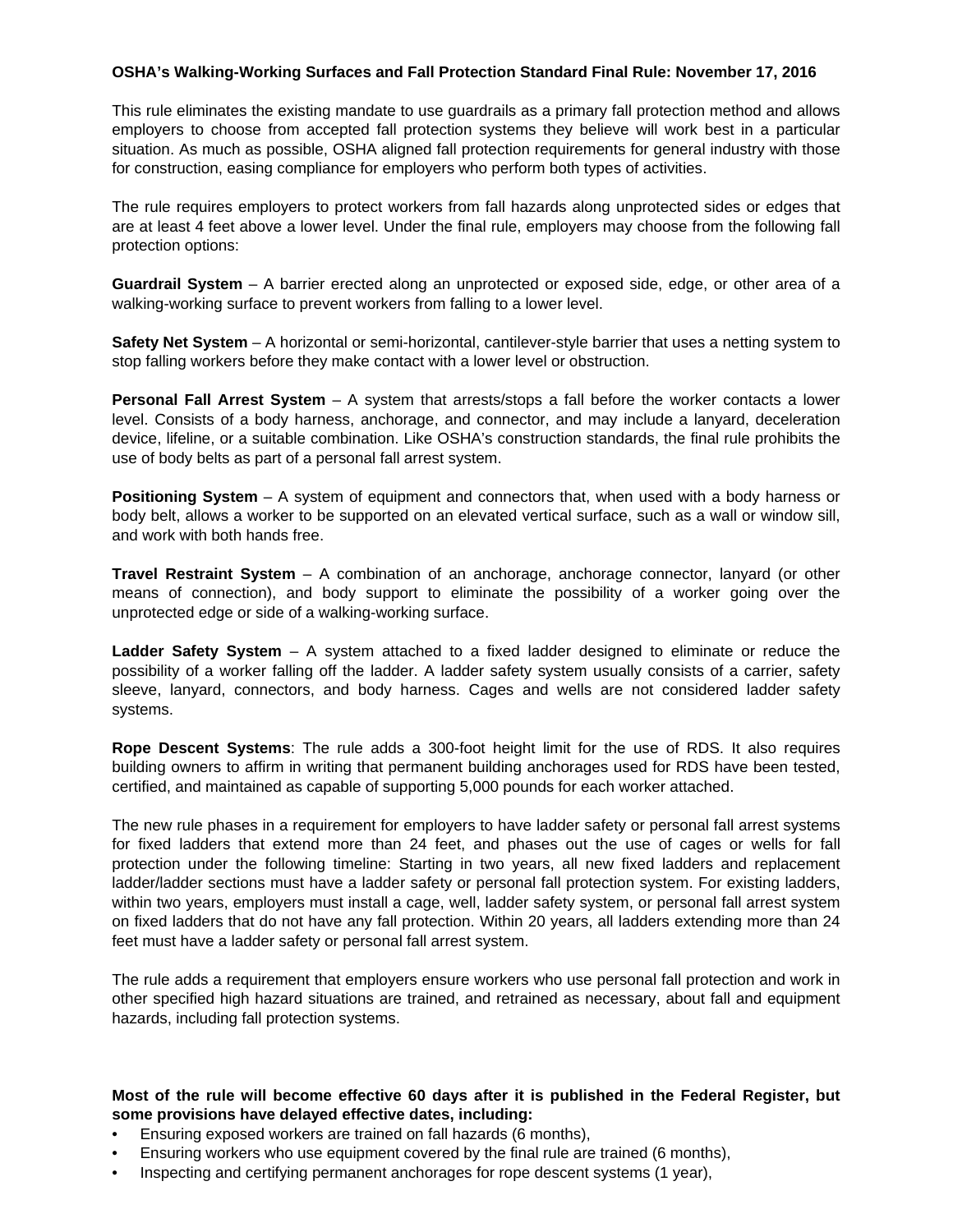**OSHA's Walking-Working Surfaces and Fall Protection Standard Final Rule: November 17, 2016**

This rule eliminates the existing mandate to use guardrails as a primary fall protection method and allows employers to choose from accepted fall protection systems they believe will work best in a particular situation. As much as possible, OSHA aligned fall protection requirements for general industry with those for construction, easing compliance for employers who perform both types of activities.

The rule requires employers to protect workers from fall hazards along unprotected sides or edges that are at least 4 feet above a lower level. Under the final rule, employers may choose from the following fall protection options:

**Guardrail System** – A barrier erected along an unprotected or exposed side, edge, or other area of a walking-working surface to prevent workers from falling to a lower level.

**Safety Net System** – A horizontal or semi-horizontal, cantilever-style barrier that uses a netting system to stop falling workers before they make contact with a lower level or obstruction.

**Personal Fall Arrest System** – A system that arrests/stops a fall before the worker contacts a lower level. Consists of a body harness, anchorage, and connector, and may include a lanyard, deceleration device, lifeline, or a suitable combination. Like OSHA's construction standards, the final rule prohibits the use of body belts as part of a personal fall arrest system.

**Positioning System** – A system of equipment and connectors that, when used with a body harness or body belt, allows a worker to be supported on an elevated vertical surface, such as a wall or window sill, and work with both hands free.

**Travel Restraint System** – A combination of an anchorage, anchorage connector, lanyard (or other means of connection), and body support to eliminate the possibility of a worker going over the unprotected edge or side of a walking-working surface.

**Ladder Safety System** – A system attached to a fixed ladder designed to eliminate or reduce the possibility of a worker falling off the ladder. A ladder safety system usually consists of a carrier, safety sleeve, lanyard, connectors, and body harness. Cages and wells are not considered ladder safety systems.

**Rope Descent Systems**: The rule adds a 300-foot height limit for the use of RDS. It also requires building owners to affirm in writing that permanent building anchorages used for RDS have been tested, certified, and maintained as capable of supporting 5,000 pounds for each worker attached.

The new rule phases in a requirement for employers to have ladder safety or personal fall arrest systems for fixed ladders that extend more than 24 feet, and phases out the use of cages or wells for fall protection under the following timeline: Starting in two years, all new fixed ladders and replacement ladder/ladder sections must have a ladder safety or personal fall protection system. For existing ladders, within two years, employers must install a cage, well, ladder safety system, or personal fall arrest system on fixed ladders that do not have any fall protection. Within 20 years, all ladders extending more than 24 feet must have a ladder safety or personal fall arrest system.

The rule adds a requirement that employers ensure workers who use personal fall protection and work in other specified high hazard situations are trained, and retrained as necessary, about fall and equipment hazards, including fall protection systems.

**Most of the rule will become effective 60 days after it is published in the Federal Register, but some provisions have delayed effective dates, including:**

- Ensuring exposed workers are trained on fall hazards (6 months),
- Ensuring workers who use equipment covered by the final rule are trained (6 months),
- Inspecting and certifying permanent anchorages for rope descent systems (1 year),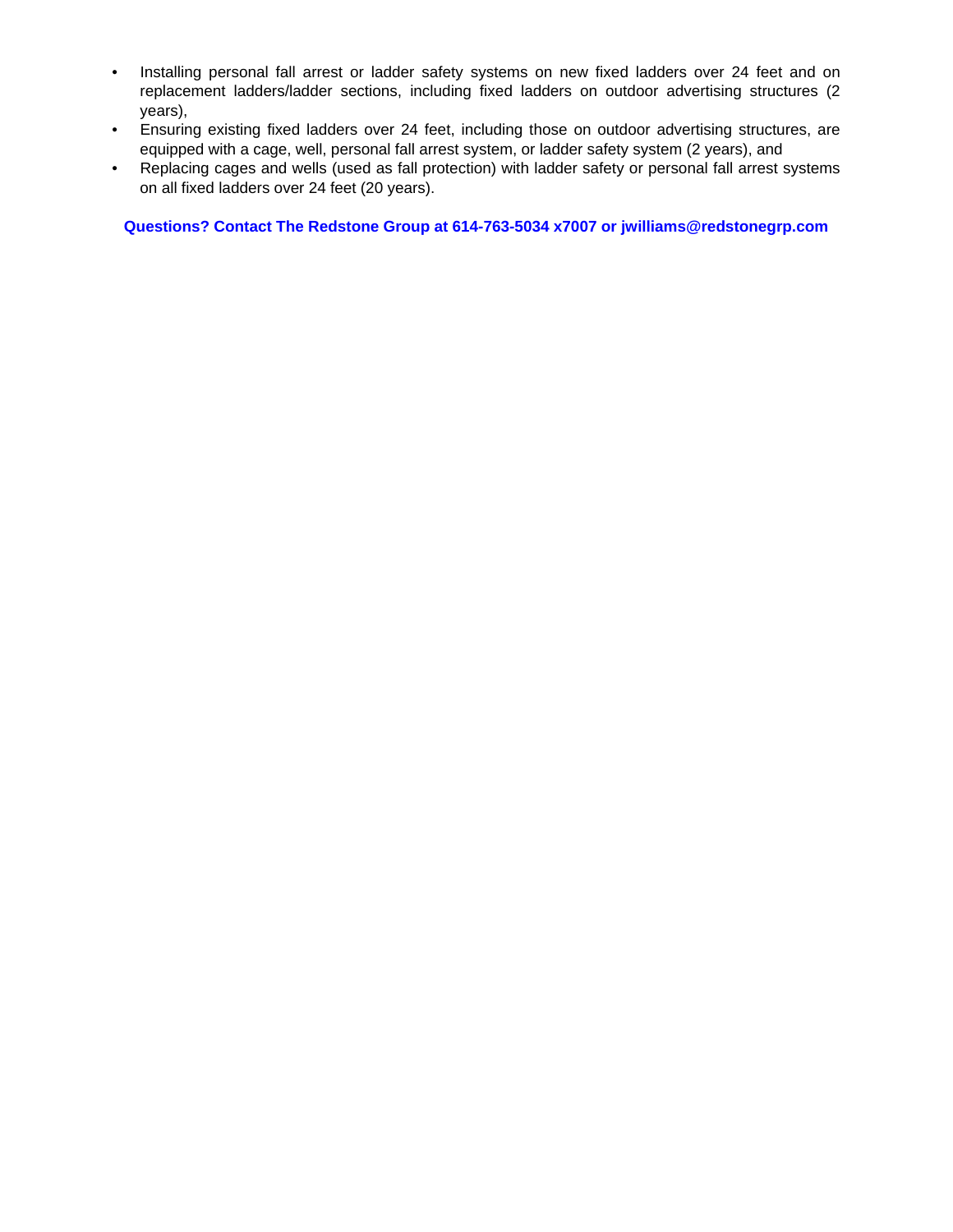- Installing personal fall arrest or ladder safety systems on new fixed ladders over 24 feet and on replacement ladders/ladder sections, including fixed ladders on outdoor advertising structures (2 years),
- Ensuring existing fixed ladders over 24 feet, including those on outdoor advertising structures, are equipped with a cage, well, personal fall arrest system, or ladder safety system (2 years), and
- Replacing cages and wells (used as fall protection) with ladder safety or personal fall arrest systems on all fixed ladders over 24 feet (20 years).

**Questions? Contact The Redstone Group at 614-763-5034 x7007 or jwilliams@redstonegrp.com**